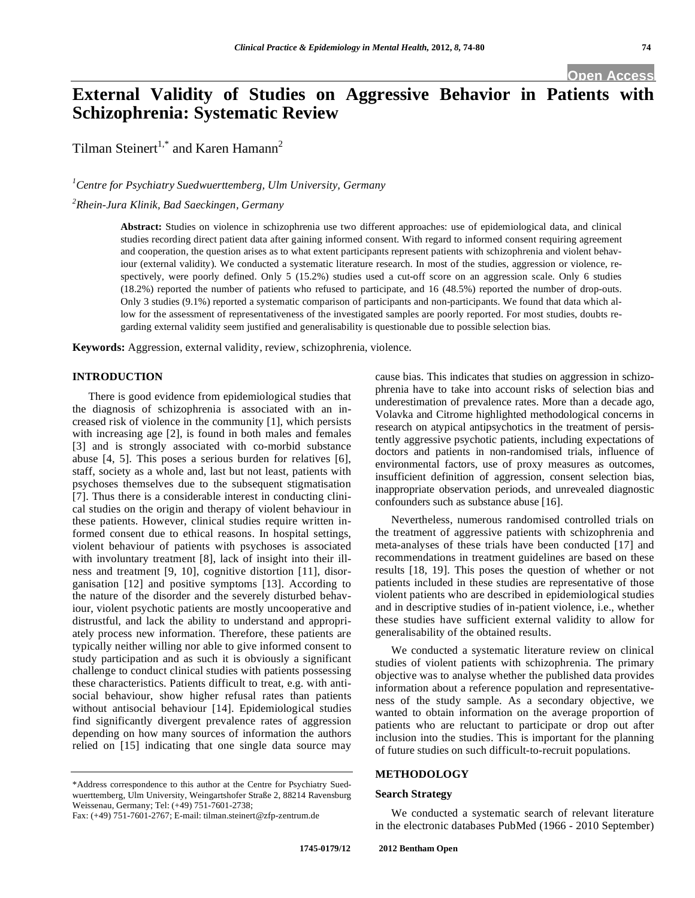# External Validity of Studies on Aggressive Behavior in Patients with Schizophrenia: Systematic Review

Tilman Steinert[1,*] and Karen Hamann[2]

[1]*Centre for Psychiatry Suedwuerttemberg, Ulm University, Germany*

[2]*Rhein-Jura Klinik, Bad Saeckingen, Germany*

**Abstract:** Studies on violence in schizophrenia use two different approaches: use of epidemiological data, and clinical studies recording direct patient data after gaining informed consent. With regard to informed consent requiring agreement and cooperation, the question arises as to what extent participants represent patients with schizophrenia and violent behaviour (external validity). We conducted a systematic literature research. In most of the studies, aggression or violence, respectively, were poorly defined. Only 5 (15.2%) studies used a cut-off score on an aggression scale. Only 6 studies (18.2%) reported the number of patients who refused to participate, and 16 (48.5%) reported the number of drop-outs. Only 3 studies (9.1%) reported a systematic comparison of participants and non-participants. We found that data which allow for the assessment of representativeness of the investigated samples are poorly reported. For most studies, doubts regarding external validity seem justified and generalisability is questionable due to possible selection bias.

**Keywords:** Aggression, external validity, review, schizophrenia, violence.

## INTRODUCTION

There is good evidence from epidemiological studies that the diagnosis of schizophrenia is associated with an increased risk of violence in the community [1], which persists with increasing age [2], is found in both males and females [3] and is strongly associated with co-morbid substance abuse [4, 5]. This poses a serious burden for relatives [6], staff, society as a whole and, last but not least, patients with psychoses themselves due to the subsequent stigmatisation [7]. Thus there is a considerable interest in conducting clinical studies on the origin and therapy of violent behaviour in these patients. However, clinical studies require written informed consent due to ethical reasons. In hospital settings, violent behaviour of patients with psychoses is associated with involuntary treatment [8], lack of insight into their illness and treatment [9, 10], cognitive distortion [11], disorganisation [12] and positive symptoms [13]. According to the nature of the disorder and the severely disturbed behaviour, violent psychotic patients are mostly uncooperative and distrustful, and lack the ability to understand and appropriately process new information. Therefore, these patients are typically neither willing nor able to give informed consent to study participation and as such it is obviously a significant challenge to conduct clinical studies with patients possessing these characteristics. Patients difficult to treat, e.g. with antisocial behaviour, show higher refusal rates than patients without antisocial behaviour [14]. Epidemiological studies find significantly divergent prevalence rates of aggression depending on how many sources of information the authors relied on [15] indicating that one single data source may cause bias. This indicates that studies on aggression in schizophrenia have to take into account risks of selection bias and underestimation of prevalence rates. More than a decade ago, Volavka and Citrome highlighted methodological concerns in research on atypical antipsychotics in the treatment of persistently aggressive psychotic patients, including expectations of doctors and patients in non-randomised trials, influence of environmental factors, use of proxy measures as outcomes, insufficient definition of aggression, consent selection bias, inappropriate observation periods, and unrevealed diagnostic confounders such as substance abuse [16].

Nevertheless, numerous randomised controlled trials on the treatment of aggressive patients with schizophrenia and meta-analyses of these trials have been conducted [17] and recommendations in treatment guidelines are based on these results [18, 19]. This poses the question of whether or not patients included in these studies are representative of those violent patients who are described in epidemiological studies and in descriptive studies of in-patient violence, i.e., whether these studies have sufficient external validity to allow for generalisability of the obtained results.

We conducted a systematic literature review on clinical studies of violent patients with schizophrenia. The primary objective was to analyse whether the published data provides information about a reference population and representativeness of the study sample. As a secondary objective, we wanted to obtain information on the average proportion of patients who are reluctant to participate or drop out after inclusion into the studies. This is important for the planning of future studies on such difficult-to-recruit populations.

## METHODOLOGY

### Search Strategy

We conducted a systematic search of relevant literature in the electronic databases PubMed (1966 - 2010 September)

\*Address correspondence to this author at the Centre for Psychiatry Suedwuerttemberg, Ulm University, Weingartshofer Straße 2, 88214 Ravensburg Weissenau, Germany; Tel: (+49) 751-7601-2738; Fax: (+49) 751-7601-2767; E-mail: tilman.steinert@zfp-zentrum.de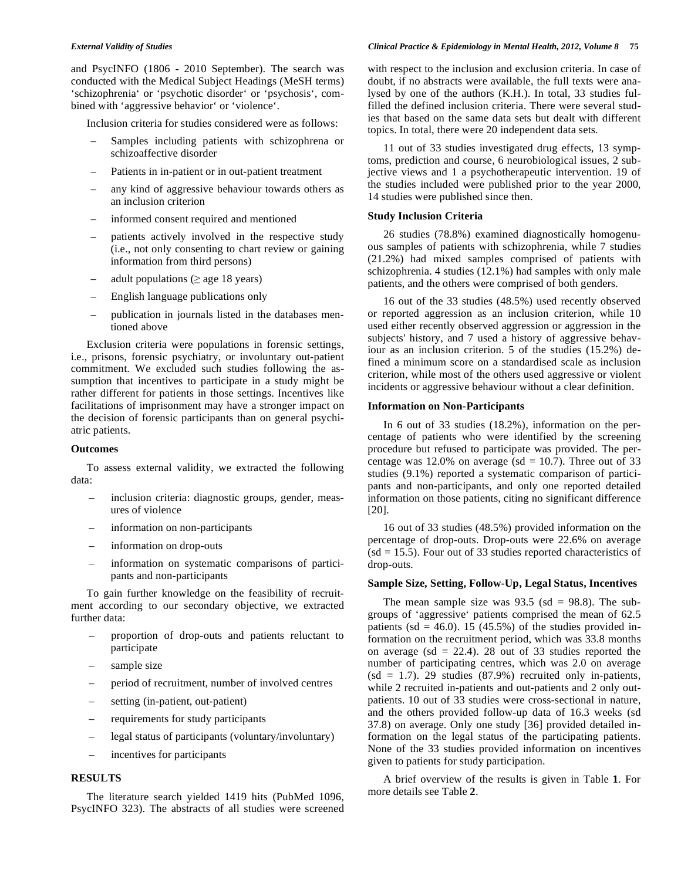and PsycINFO (1806 - 2010 September). The search was conducted with the Medical Subject Headings (MeSH terms) 'schizophrenia' or 'psychotic disorder' or 'psychosis', combined with 'aggressive behavior' or 'violence'.

Inclusion criteria for studies considered were as follows:

- Samples including patients with schizophrena or schizoaffective disorder
- Patients in in-patient or in out-patient treatment
- any kind of aggressive behaviour towards others as an inclusion criterion
- informed consent required and mentioned
- patients actively involved in the respective study (i.e., not only consenting to chart review or gaining information from third persons)
- adult populations (≥ age 18 years)
- English language publications only
- publication in journals listed in the databases mentioned above

Exclusion criteria were populations in forensic settings, i.e., prisons, forensic psychiatry, or involuntary out-patient commitment. We excluded such studies following the assumption that incentives to participate in a study might be rather different for patients in those settings. Incentives like facilitations of imprisonment may have a stronger impact on the decision of forensic participants than on general psychiatric patients.

### Outcomes

To assess external validity, we extracted the following data:

- inclusion criteria: diagnostic groups, gender, measures of violence
- information on non-participants
- information on drop-outs
- information on systematic comparisons of participants and non-participants

To gain further knowledge on the feasibility of recruitment according to our secondary objective, we extracted further data:

- proportion of drop-outs and patients reluctant to participate
- sample size
- period of recruitment, number of involved centres
- setting (in-patient, out-patient)
- requirements for study participants
- legal status of participants (voluntary/involuntary)
- incentives for participants

## RESULTS

The literature search yielded 1419 hits (PubMed 1096, PsycINFO 323). The abstracts of all studies were screened with respect to the inclusion and exclusion criteria. In case of doubt, if no abstracts were available, the full texts were analysed by one of the authors (K.H.). In total, 33 studies fulfilled the defined inclusion criteria. There were several studies that based on the same data sets but dealt with different topics. In total, there were 20 independent data sets.

11 out of 33 studies investigated drug effects, 13 symptoms, prediction and course, 6 neurobiological issues, 2 subjective views and 1 a psychotherapeutic intervention. 19 of the studies included were published prior to the year 2000, 14 studies were published since then.

### Study Inclusion Criteria

26 studies (78.8%) examined diagnostically homogenuous samples of patients with schizophrenia, while 7 studies (21.2%) had mixed samples comprised of patients with schizophrenia. 4 studies (12.1%) had samples with only male patients, and the others were comprised of both genders.

16 out of the 33 studies (48.5%) used recently observed or reported aggression as an inclusion criterion, while 10 used either recently observed aggression or aggression in the subjects' history, and 7 used a history of aggressive behaviour as an inclusion criterion. 5 of the studies (15.2%) defined a minimum score on a standardised scale as inclusion criterion, while most of the others used aggressive or violent incidents or aggressive behaviour without a clear definition.

### Information on Non-Participants

In 6 out of 33 studies (18.2%), information on the percentage of patients who were identified by the screening procedure but refused to participate was provided. The percentage was 12.0% on average (sd = 10.7). Three out of 33 studies (9.1%) reported a systematic comparison of participants and non-participants, and only one reported detailed information on those patients, citing no significant difference [20].

16 out of 33 studies (48.5%) provided information on the percentage of drop-outs. Drop-outs were 22.6% on average (sd = 15.5). Four out of 33 studies reported characteristics of drop-outs.

### Sample Size, Setting, Follow-Up, Legal Status, Incentives

The mean sample size was 93.5 (sd = 98.8). The subgroups of 'aggressive' patients comprised the mean of 62.5 patients (sd = 46.0). 15 (45.5%) of the studies provided information on the recruitment period, which was 33.8 months on average (sd = 22.4). 28 out of 33 studies reported the number of participating centres, which was 2.0 on average (sd = 1.7). 29 studies (87.9%) recruited only in-patients, while 2 recruited in-patients and out-patients and 2 only out-patients. 10 out of 33 studies were cross-sectional in nature, and the others provided follow-up data of 16.3 weeks (sd 37.8) on average. Only one study [36] provided detailed information on the legal status of the participating patients. None of the 33 studies provided information on incentives given to patients for study participation.

A brief overview of the results is given in Table **1**. For more details see Table **2**.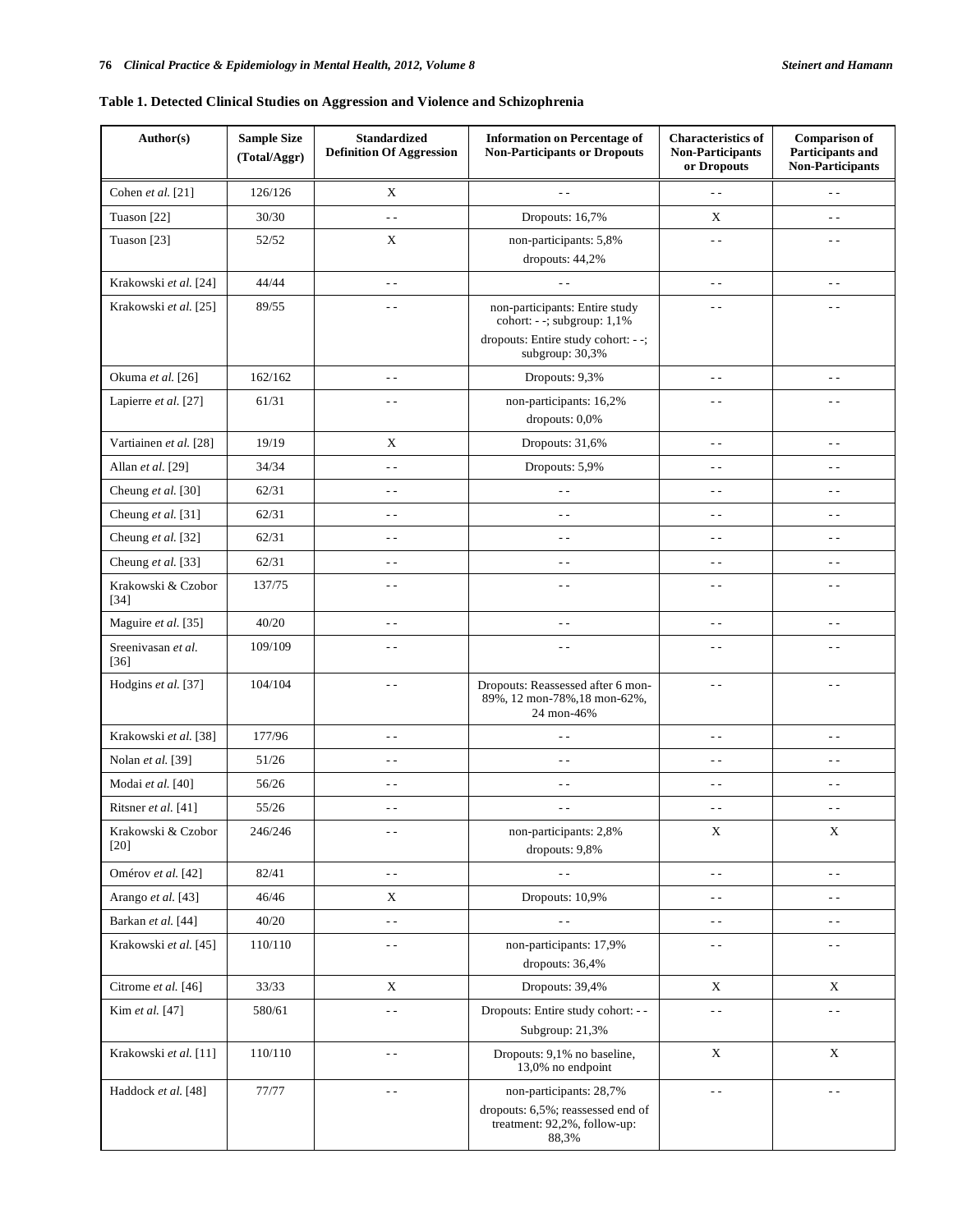**Table 1. Detected Clinical Studies on Aggression and Violence and Schizophrenia**

| Author(s) | Sample Size (Total/Aggr) | Standardized Definition Of Aggression | Information on Percentage of Non-Participants or Dropouts | Characteristics of Non-Participants or Dropouts | Comparison of Participants and Non-Participants |
|---|---|---|---|---|---|
| Cohen *et al.* [21] | 126/126 | X | - - | - - | - - |
| Tuason [22] | 30/30 | - - | Dropouts: 16,7% | X | - - |
| Tuason [23] | 52/52 | X | non-participants: 5,8% dropouts: 44,2% | - - | - - |
| Krakowski *et al.* [24] | 44/44 | - - | - - | - - | - - |
| Krakowski *et al.* [25] | 89/55 | - - | non-participants: Entire study cohort: - -; subgroup: 1,1% dropouts: Entire study cohort: - -; subgroup: 30,3% | - - | - - |
| Okuma *et al.* [26] | 162/162 | - - | Dropouts: 9,3% | - - | - - |
| Lapierre *et al.* [27] | 61/31 | - - | non-participants: 16,2% dropouts: 0,0% | - - | - - |
| Vartiainen *et al.* [28] | 19/19 | X | Dropouts: 31,6% | - - | - - |
| Allan *et al.* [29] | 34/34 | - - | Dropouts: 5,9% | - - | - - |
| Cheung *et al.* [30] | 62/31 | - - | - - | - - | - - |
| Cheung *et al.* [31] | 62/31 | - - | - - | - - | - - |
| Cheung *et al.* [32] | 62/31 | - - | - - | - - | - - |
| Cheung *et al.* [33] | 62/31 | - - | - - | - - | - - |
| Krakowski & Czobor [34] | 137/75 | - - | - - | - - | - - |
| Maguire *et al.* [35] | 40/20 | - - | - - | - - | - - |
| Sreenivasan *et al.* [36] | 109/109 | - - | - - | - - | - - |
| Hodgins *et al.* [37] | 104/104 | - - | Dropouts: Reassessed after 6 mon-89%, 12 mon-78%,18 mon-62%, 24 mon-46% | - - | - - |
| Krakowski *et al.* [38] | 177/96 | - - | - - | - - | - - |
| Nolan *et al.* [39] | 51/26 | - - | - - | - - | - - |
| Modai *et al.* [40] | 56/26 | - - | - - | - - | - - |
| Ritsner *et al.* [41] | 55/26 | - - | - - | - - | - - |
| Krakowski & Czobor [20] | 246/246 | - - | non-participants: 2,8% dropouts: 9,8% | X | X |
| Omérov *et al.* [42] | 82/41 | - - | - - | - - | - - |
| Arango *et al.* [43] | 46/46 | X | Dropouts: 10,9% | - - | - - |
| Barkan *et al.* [44] | 40/20 | - - | - - | - - | - - |
| Krakowski *et al.* [45] | 110/110 | - - | non-participants: 17,9% dropouts: 36,4% | - - | - - |
| Citrome *et al.* [46] | 33/33 | X | Dropouts: 39,4% | X | X |
| Kim *et al.* [47] | 580/61 | - - | Dropouts: Entire study cohort: - - Subgroup: 21,3% | - - | - - |
| Krakowski *et al.* [11] | 110/110 | - - | Dropouts: 9,1% no baseline, 13,0% no endpoint | X | X |
| Haddock *et al.* [48] | 77/77 | - - | non-participants: 28,7% dropouts: 6,5%; reassessed end of treatment: 92,2%, follow-up: 88,3% | - - | - - |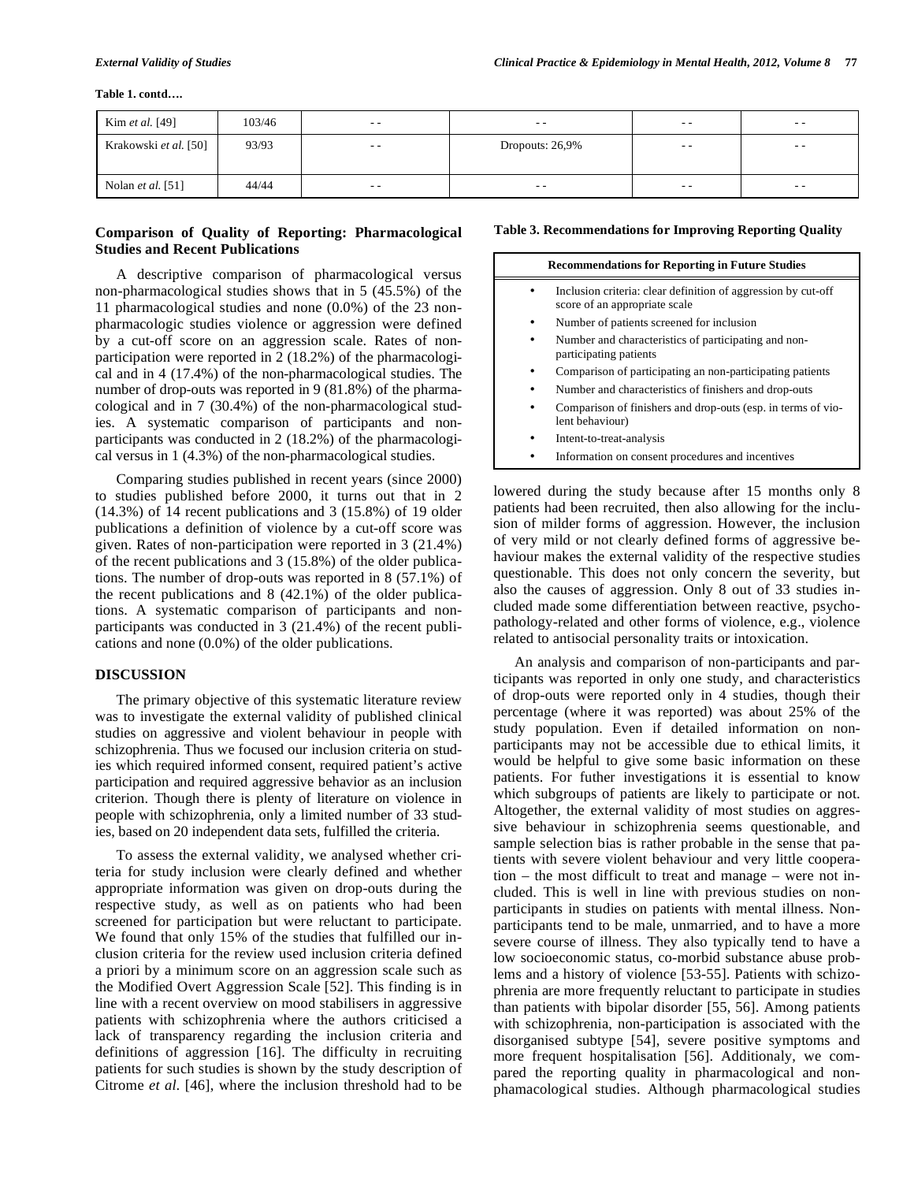**Table 1. contd….**

| | | | | | |
|---|---|---|---|---|---|
| Kim *et al.* [49] | 103/46 | - - | - - | - - | - - |
| Krakowski *et al.* [50] | 93/93 | - - | Dropouts: 26,9% | - - | - - |
| Nolan *et al.* [51] | 44/44 | - - | - - | - - | - - |

### Comparison of Quality of Reporting: Pharmacological Studies and Recent Publications

A descriptive comparison of pharmacological versus non-pharmacological studies shows that in 5 (45.5%) of the 11 pharmacological studies and none (0.0%) of the 23 non-pharmacologic studies violence or aggression were defined by a cut-off score on an aggression scale. Rates of non-participation were reported in 2 (18.2%) of the pharmacological and in 4 (17.4%) of the non-pharmacological studies. The number of drop-outs was reported in 9 (81.8%) of the pharmacological and in 7 (30.4%) of the non-pharmacological studies. A systematic comparison of participants and non-participants was conducted in 2 (18.2%) of the pharmacological versus in 1 (4.3%) of the non-pharmacological studies.

Comparing studies published in recent years (since 2000) to studies published before 2000, it turns out that in 2 (14.3%) of 14 recent publications and 3 (15.8%) of 19 older publications a definition of violence by a cut-off score was given. Rates of non-participation were reported in 3 (21.4%) of the recent publications and 3 (15.8%) of the older publications. The number of drop-outs was reported in 8 (57.1%) of the recent publications and 8 (42.1%) of the older publications. A systematic comparison of participants and non-participants was conducted in 3 (21.4%) of the recent publications and none (0.0%) of the older publications.

## DISCUSSION

The primary objective of this systematic literature review was to investigate the external validity of published clinical studies on aggressive and violent behaviour in people with schizophrenia. Thus we focused our inclusion criteria on studies which required informed consent, required patient's active participation and required aggressive behavior as an inclusion criterion. Though there is plenty of literature on violence in people with schizophrenia, only a limited number of 33 studies, based on 20 independent data sets, fulfilled the criteria.

To assess the external validity, we analysed whether criteria for study inclusion were clearly defined and whether appropriate information was given on drop-outs during the respective study, as well as on patients who had been screened for participation but were reluctant to participate. We found that only 15% of the studies that fulfilled our inclusion criteria for the review used inclusion criteria defined a priori by a minimum score on an aggression scale such as the Modified Overt Aggression Scale [52]. This finding is in line with a recent overview on mood stabilisers in aggressive patients with schizophrenia where the authors criticised a lack of transparency regarding the inclusion criteria and definitions of aggression [16]. The difficulty in recruiting patients for such studies is shown by the study description of Citrome *et al.* [46], where the inclusion threshold had to be

**Table 3. Recommendations for Improving Reporting Quality**

| Recommendations for Reporting in Future Studies |
|---|
| • Inclusion criteria: clear definition of aggression by cut-off score of an appropriate scale |
| • Number of patients screened for inclusion |
| • Number and characteristics of participating and non-participating patients |
| • Comparison of participating an non-participating patients |
| • Number and characteristics of finishers and drop-outs |
| • Comparison of finishers and drop-outs (esp. in terms of violent behaviour) |
| • Intent-to-treat-analysis |
| • Information on consent procedures and incentives |

lowered during the study because after 15 months only 8 patients had been recruited, then also allowing for the inclusion of milder forms of aggression. However, the inclusion of very mild or not clearly defined forms of aggressive behaviour makes the external validity of the respective studies questionable. This does not only concern the severity, but also the causes of aggression. Only 8 out of 33 studies included made some differentiation between reactive, psychopathology-related and other forms of violence, e.g., violence related to antisocial personality traits or intoxication.

An analysis and comparison of non-participants and participants was reported in only one study, and characteristics of drop-outs were reported only in 4 studies, though their percentage (where it was reported) was about 25% of the study population. Even if detailed information on non-participants may not be accessible due to ethical limits, it would be helpful to give some basic information on these patients. For futher investigations it is essential to know which subgroups of patients are likely to participate or not. Altogether, the external validity of most studies on aggressive behaviour in schizophrenia seems questionable, and sample selection bias is rather probable in the sense that patients with severe violent behaviour and very little cooperation – the most difficult to treat and manage – were not included. This is well in line with previous studies on non-participants in studies on patients with mental illness. Non-participants tend to be male, unmarried, and to have a more severe course of illness. They also typically tend to have a low socioeconomic status, co-morbid substance abuse problems and a history of violence [53-55]. Patients with schizophrenia are more frequently reluctant to participate in studies than patients with bipolar disorder [55, 56]. Among patients with schizophrenia, non-participation is associated with the disorganised subtype [54], severe positive symptoms and more frequent hospitalisation [56]. Additionaly, we compared the reporting quality in pharmacological and non-phamacological studies. Although pharmacological studies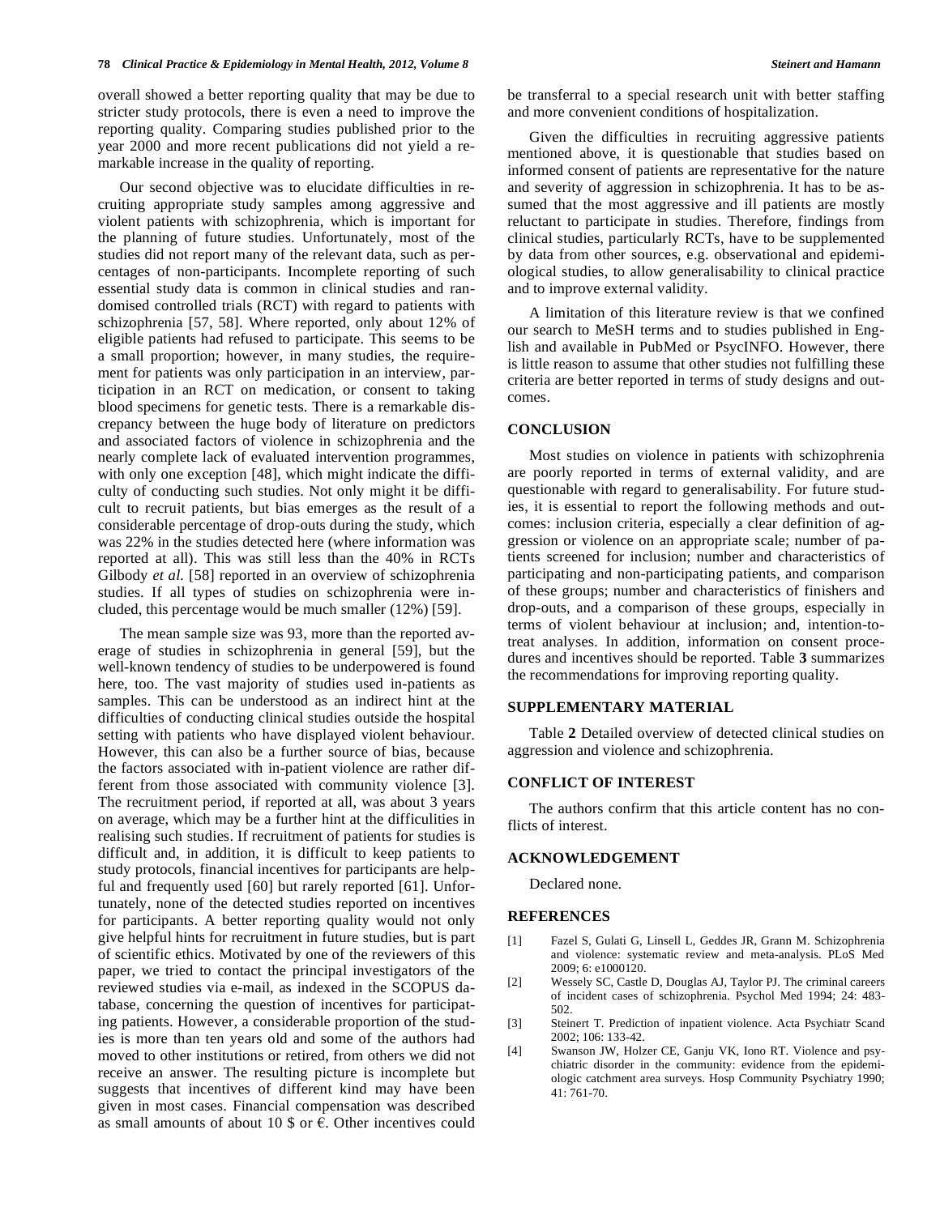overall showed a better reporting quality that may be due to stricter study protocols, there is even a need to improve the reporting quality. Comparing studies published prior to the year 2000 and more recent publications did not yield a remarkable increase in the quality of reporting.

Our second objective was to elucidate difficulties in recruiting appropriate study samples among aggressive and violent patients with schizophrenia, which is important for the planning of future studies. Unfortunately, most of the studies did not report many of the relevant data, such as percentages of non-participants. Incomplete reporting of such essential study data is common in clinical studies and randomised controlled trials (RCT) with regard to patients with schizophrenia [57, 58]. Where reported, only about 12% of eligible patients had refused to participate. This seems to be a small proportion; however, in many studies, the requirement for patients was only participation in an interview, participation in an RCT on medication, or consent to taking blood specimens for genetic tests. There is a remarkable discrepancy between the huge body of literature on predictors and associated factors of violence in schizophrenia and the nearly complete lack of evaluated intervention programmes, with only one exception [48], which might indicate the difficulty of conducting such studies. Not only might it be difficult to recruit patients, but bias emerges as the result of a considerable percentage of drop-outs during the study, which was 22% in the studies detected here (where information was reported at all). This was still less than the 40% in RCTs Gilbody *et al.* [58] reported in an overview of schizophrenia studies. If all types of studies on schizophrenia were included, this percentage would be much smaller (12%) [59].

The mean sample size was 93, more than the reported average of studies in schizophrenia in general [59], but the well-known tendency of studies to be underpowered is found here, too. The vast majority of studies used in-patients as samples. This can be understood as an indirect hint at the difficulties of conducting clinical studies outside the hospital setting with patients who have displayed violent behaviour. However, this can also be a further source of bias, because the factors associated with in-patient violence are rather different from those associated with community violence [3]. The recruitment period, if reported at all, was about 3 years on average, which may be a further hint at the difficulties in realising such studies. If recruitment of patients for studies is difficult and, in addition, it is difficult to keep patients to study protocols, financial incentives for participants are helpful and frequently used [60] but rarely reported [61]. Unfortunately, none of the detected studies reported on incentives for participants. A better reporting quality would not only give helpful hints for recruitment in future studies, but is part of scientific ethics. Motivated by one of the reviewers of this paper, we tried to contact the principal investigators of the reviewed studies via e-mail, as indexed in the SCOPUS database, concerning the question of incentives for participating patients. However, a considerable proportion of the studies is more than ten years old and some of the authors had moved to other institutions or retired, from others we did not receive an answer. The resulting picture is incomplete but suggests that incentives of different kind may have been given in most cases. Financial compensation was described as small amounts of about 10 $ or €. Other incentives could be transferral to a special research unit with better staffing and more convenient conditions of hospitalization.

Given the difficulties in recruiting aggressive patients mentioned above, it is questionable that studies based on informed consent of patients are representative for the nature and severity of aggression in schizophrenia. It has to be assumed that the most aggressive and ill patients are mostly reluctant to participate in studies. Therefore, findings from clinical studies, particularly RCTs, have to be supplemented by data from other sources, e.g. observational and epidemiological studies, to allow generalisability to clinical practice and to improve external validity.

A limitation of this literature review is that we confined our search to MeSH terms and to studies published in English and available in PubMed or PsycINFO. However, there is little reason to assume that other studies not fulfilling these criteria are better reported in terms of study designs and outcomes.

## CONCLUSION

Most studies on violence in patients with schizophrenia are poorly reported in terms of external validity, and are questionable with regard to generalisability. For future studies, it is essential to report the following methods and outcomes: inclusion criteria, especially a clear definition of aggression or violence on an appropriate scale; number of patients screened for inclusion; number and characteristics of participating and non-participating patients, and comparison of these groups; number and characteristics of finishers and drop-outs, and a comparison of these groups, especially in terms of violent behaviour at inclusion; and, intention-to-treat analyses. In addition, information on consent procedures and incentives should be reported. Table **3** summarizes the recommendations for improving reporting quality.

## SUPPLEMENTARY MATERIAL

Table **2** Detailed overview of detected clinical studies on aggression and violence and schizophrenia.

## CONFLICT OF INTEREST

The authors confirm that this article content has no conflicts of interest.

## ACKNOWLEDGEMENT

Declared none.

## REFERENCES

[1] Fazel S, Gulati G, Linsell L, Geddes JR, Grann M. Schizophrenia and violence: systematic review and meta-analysis. PLoS Med 2009; 6: e1000120.

[2] Wessely SC, Castle D, Douglas AJ, Taylor PJ. The criminal careers of incident cases of schizophrenia. Psychol Med 1994; 24: 483-502.

[3] Steinert T. Prediction of inpatient violence. Acta Psychiatr Scand 2002; 106: 133-42.

[4] Swanson JW, Holzer CE, Ganju VK, Iono RT. Violence and psychiatric disorder in the community: evidence from the epidemiologic catchment area surveys. Hosp Community Psychiatry 1990; 41: 761-70.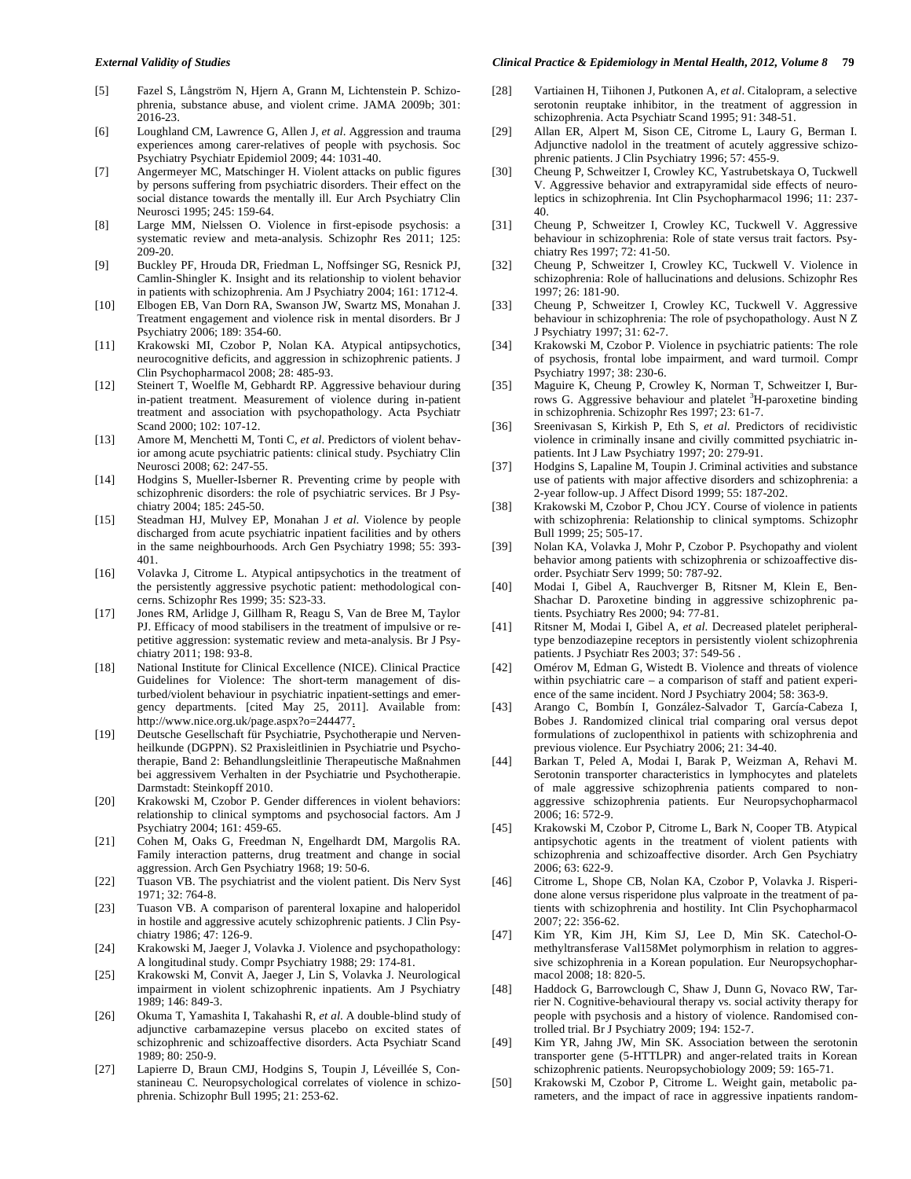[5] Fazel S, Långström N, Hjern A, Grann M, Lichtenstein P. Schizophrenia, substance abuse, and violent crime. JAMA 2009b; 301: 2016-23.

[6] Loughland CM, Lawrence G, Allen J, *et al*. Aggression and trauma experiences among carer-relatives of people with psychosis. Soc Psychiatry Psychiatr Epidemiol 2009; 44: 1031-40.

[7] Angermeyer MC, Matschinger H. Violent attacks on public figures by persons suffering from psychiatric disorders. Their effect on the social distance towards the mentally ill. Eur Arch Psychiatry Clin Neurosci 1995; 245: 159-64.

[8] Large MM, Nielssen O. Violence in first-episode psychosis: a systematic review and meta-analysis. Schizophr Res 2011; 125: 209-20.

[9] Buckley PF, Hrouda DR, Friedman L, Noffsinger SG, Resnick PJ, Camlin-Shingler K. Insight and its relationship to violent behavior in patients with schizophrenia. Am J Psychiatry 2004; 161: 1712-4.

[10] Elbogen EB, Van Dorn RA, Swanson JW, Swartz MS, Monahan J. Treatment engagement and violence risk in mental disorders. Br J Psychiatry 2006; 189: 354-60.

[11] Krakowski MI, Czobor P, Nolan KA. Atypical antipsychotics, neurocognitive deficits, and aggression in schizophrenic patients. J Clin Psychopharmacol 2008; 28: 485-93.

[12] Steinert T, Woelfle M, Gebhardt RP. Aggressive behaviour during in-patient treatment. Measurement of violence during in-patient treatment and association with psychopathology. Acta Psychiatr Scand 2000; 102: 107-12.

[13] Amore M, Menchetti M, Tonti C, *et al*. Predictors of violent behavior among acute psychiatric patients: clinical study. Psychiatry Clin Neurosci 2008; 62: 247-55.

[14] Hodgins S, Mueller-Isberner R. Preventing crime by people with schizophrenic disorders: the role of psychiatric services. Br J Psychiatry 2004; 185: 245-50.

[15] Steadman HJ, Mulvey EP, Monahan J *et al*. Violence by people discharged from acute psychiatric inpatient facilities and by others in the same neighbourhoods. Arch Gen Psychiatry 1998; 55: 393-401.

[16] Volavka J, Citrome L. Atypical antipsychotics in the treatment of the persistently aggressive psychotic patient: methodological concerns. Schizophr Res 1999; 35: S23-33.

[17] Jones RM, Arlidge J, Gillham R, Reagu S, Van de Bree M, Taylor PJ. Efficacy of mood stabilisers in the treatment of impulsive or repetitive aggression: systematic review and meta-analysis. Br J Psychiatry 2011; 198: 93-8.

[18] National Institute for Clinical Excellence (NICE). Clinical Practice Guidelines for Violence: The short-term management of disturbed/violent behaviour in psychiatric inpatient-settings and emergency departments. [cited May 25, 2011]. Available from: http://www.nice.org.uk/page.aspx?o=244477.

[19] Deutsche Gesellschaft für Psychiatrie, Psychotherapie und Nervenheilkunde (DGPPN). S2 Praxisleitlinien in Psychiatrie und Psychotherapie, Band 2: Behandlungsleitlinie Therapeutische Maßnahmen bei aggressivem Verhalten in der Psychiatrie und Psychotherapie. Darmstadt: Steinkopff 2010.

[20] Krakowski M, Czobor P. Gender differences in violent behaviors: relationship to clinical symptoms and psychosocial factors. Am J Psychiatry 2004; 161: 459-65.

[21] Cohen M, Oaks G, Freedman N, Engelhardt DM, Margolis RA. Family interaction patterns, drug treatment and change in social aggression. Arch Gen Psychiatry 1968; 19: 50-6.

[22] Tuason VB. The psychiatrist and the violent patient. Dis Nerv Syst 1971; 32: 764-8.

[23] Tuason VB. A comparison of parenteral loxapine and haloperidol in hostile and aggressive acutely schizophrenic patients. J Clin Psychiatry 1986; 47: 126-9.

[24] Krakowski M, Jaeger J, Volavka J. Violence and psychopathology: A longitudinal study. Compr Psychiatry 1988; 29: 174-81.

[25] Krakowski M, Convit A, Jaeger J, Lin S, Volavka J. Neurological impairment in violent schizophrenic inpatients. Am J Psychiatry 1989; 146: 849-3.

[26] Okuma T, Yamashita I, Takahashi R, *et al*. A double-blind study of adjunctive carbamazepine versus placebo on excited states of schizophrenic and schizoaffective disorders. Acta Psychiatr Scand 1989; 80: 250-9.

[27] Lapierre D, Braun CMJ, Hodgins S, Toupin J, Léveillée S, Constanineau C. Neuropsychological correlates of violence in schizophrenia. Schizophr Bull 1995; 21: 253-62.

[28] Vartiainen H, Tiihonen J, Putkonen A, *et al*. Citalopram, a selective serotonin reuptake inhibitor, in the treatment of aggression in schizophrenia. Acta Psychiatr Scand 1995; 91: 348-51.

[29] Allan ER, Alpert M, Sison CE, Citrome L, Laury G, Berman I. Adjunctive nadolol in the treatment of acutely aggressive schizophrenic patients. J Clin Psychiatry 1996; 57: 455-9.

[30] Cheung P, Schweitzer I, Crowley KC, Yastrubetskaya O, Tuckwell V. Aggressive behavior and extrapyramidal side effects of neuroleptics in schizophrenia. Int Clin Psychopharmacol 1996; 11: 237-40.

[31] Cheung P, Schweitzer I, Crowley KC, Tuckwell V. Aggressive behaviour in schizophrenia: Role of state versus trait factors. Psychiatry Res 1997; 72: 41-50.

[32] Cheung P, Schweitzer I, Crowley KC, Tuckwell V. Violence in schizophrenia: Role of hallucinations and delusions. Schizophr Res 1997; 26: 181-90.

[33] Cheung P, Schweitzer I, Crowley KC, Tuckwell V. Aggressive behaviour in schizophrenia: The role of psychopathology. Aust N Z J Psychiatry 1997; 31: 62-7.

[34] Krakowski M, Czobor P. Violence in psychiatric patients: The role of psychosis, frontal lobe impairment, and ward turmoil. Compr Psychiatry 1997; 38: 230-6.

[35] Maguire K, Cheung P, Crowley K, Norman T, Schweitzer I, Burrows G. Aggressive behaviour and platelet $^{3}$H-paroxetine binding in schizophrenia. Schizophr Res 1997; 23: 61-7.

[36] Sreenivasan S, Kirkish P, Eth S, *et al*. Predictors of recidivistic violence in criminally insane and civilly committed psychiatric inpatients. Int J Law Psychiatry 1997; 20: 279-91.

[37] Hodgins S, Lapaline M, Toupin J. Criminal activities and substance use of patients with major affective disorders and schizophrenia: a 2-year follow-up. J Affect Disord 1999; 55: 187-202.

[38] Krakowski M, Czobor P, Chou JCY. Course of violence in patients with schizophrenia: Relationship to clinical symptoms. Schizophr Bull 1999; 25; 505-17.

[39] Nolan KA, Volavka J, Mohr P, Czobor P. Psychopathy and violent behavior among patients with schizophrenia or schizoaffective disorder. Psychiatr Serv 1999; 50: 787-92.

[40] Modai I, Gibel A, Rauchverger B, Ritsner M, Klein E, Ben-Shachar D. Paroxetine binding in aggressive schizophrenic patients. Psychiatry Res 2000; 94: 77-81.

[41] Ritsner M, Modai I, Gibel A, *et al*. Decreased platelet peripheral-type benzodiazepine receptors in persistently violent schizophrenia patients. J Psychiatr Res 2003; 37: 549-56 .

[42] Omérov M, Edman G, Wistedt B. Violence and threats of violence within psychiatric care – a comparison of staff and patient experience of the same incident. Nord J Psychiatry 2004; 58: 363-9.

[43] Arango C, Bombín I, González-Salvador T, García-Cabeza I, Bobes J. Randomized clinical trial comparing oral versus depot formulations of zuclopenthixol in patients with schizophrenia and previous violence. Eur Psychiatry 2006; 21: 34-40.

[44] Barkan T, Peled A, Modai I, Barak P, Weizman A, Rehavi M. Serotonin transporter characteristics in lymphocytes and platelets of male aggressive schizophrenia patients compared to non-aggressive schizophrenia patients. Eur Neuropsychopharmacol 2006; 16: 572-9.

[45] Krakowski M, Czobor P, Citrome L, Bark N, Cooper TB. Atypical antipsychotic agents in the treatment of violent patients with schizophrenia and schizoaffective disorder. Arch Gen Psychiatry 2006; 63: 622-9.

[46] Citrome L, Shope CB, Nolan KA, Czobor P, Volavka J. Risperidone alone versus risperidone plus valproate in the treatment of patients with schizophrenia and hostility. Int Clin Psychopharmacol 2007; 22: 356-62.

[47] Kim YR, Kim JH, Kim SJ, Lee D, Min SK. Catechol-O-methyltransferase Val158Met polymorphism in relation to aggressive schizophrenia in a Korean population. Eur Neuropsychopharmacol 2008; 18: 820-5.

[48] Haddock G, Barrowclough C, Shaw J, Dunn G, Novaco RW, Tarrier N. Cognitive-behavioural therapy vs. social activity therapy for people with psychosis and a history of violence. Randomised controlled trial. Br J Psychiatry 2009; 194: 152-7.

[49] Kim YR, Jahng JW, Min SK. Association between the serotonin transporter gene (5-HTTLPR) and anger-related traits in Korean schizophrenic patients. Neuropsychobiology 2009; 59: 165-71.

[50] Krakowski M, Czobor P, Citrome L. Weight gain, metabolic parameters, and the impact of race in aggressive inpatients random-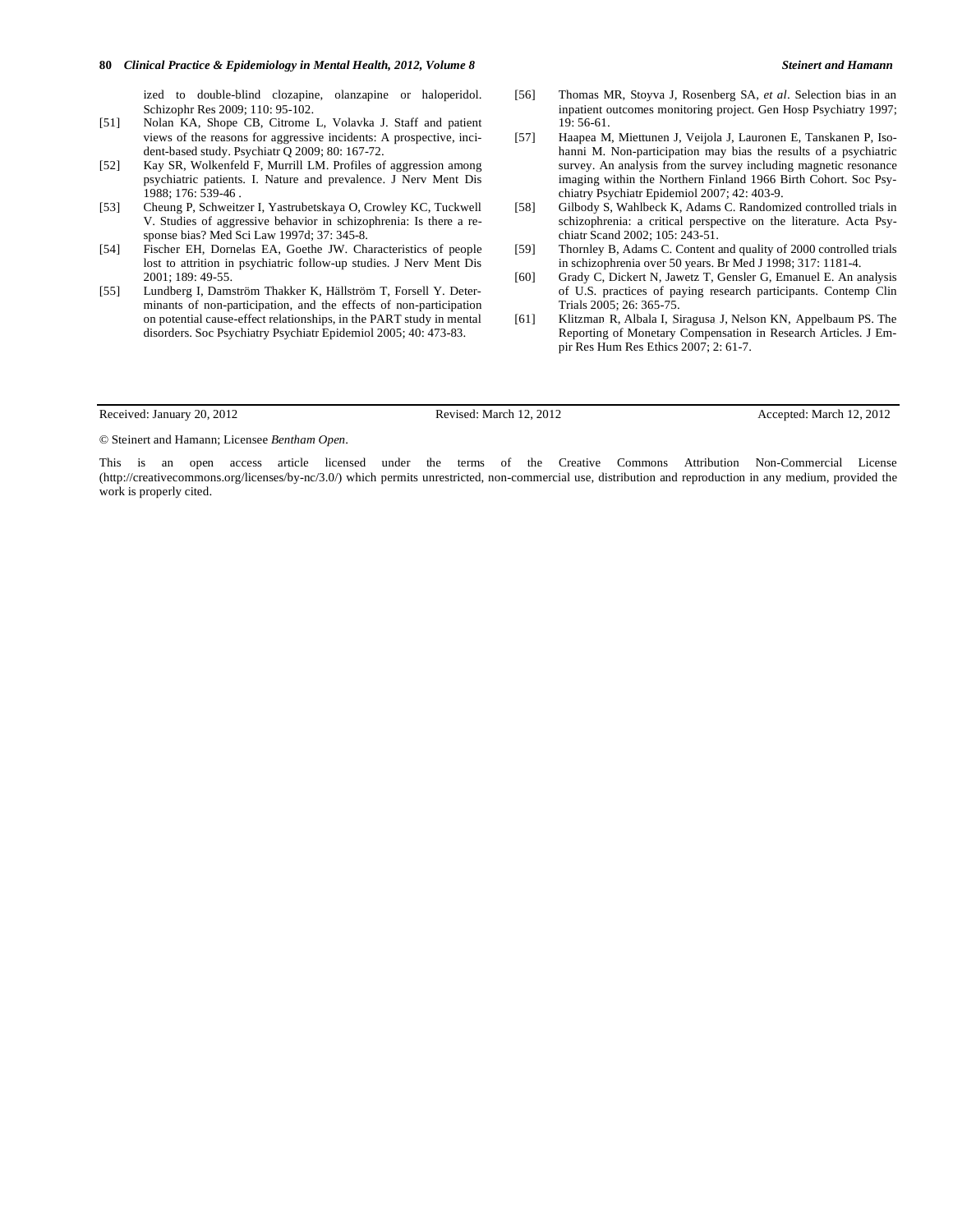ized to double-blind clozapine, olanzapine or haloperidol. Schizophr Res 2009; 110: 95-102.

[51] Nolan KA, Shope CB, Citrome L, Volavka J. Staff and patient views of the reasons for aggressive incidents: A prospective, incident-based study. Psychiatr Q 2009; 80: 167-72.

[52] Kay SR, Wolkenfeld F, Murrill LM. Profiles of aggression among psychiatric patients. I. Nature and prevalence. J Nerv Ment Dis 1988; 176: 539-46 .

[53] Cheung P, Schweitzer I, Yastrubetskaya O, Crowley KC, Tuckwell V. Studies of aggressive behavior in schizophrenia: Is there a response bias? Med Sci Law 1997d; 37: 345-8.

[54] Fischer EH, Dornelas EA, Goethe JW. Characteristics of people lost to attrition in psychiatric follow-up studies. J Nerv Ment Dis 2001; 189: 49-55.

[55] Lundberg I, Damström Thakker K, Hällström T, Forsell Y. Determinants of non-participation, and the effects of non-participation on potential cause-effect relationships, in the PART study in mental disorders. Soc Psychiatry Psychiatr Epidemiol 2005; 40: 473-83.

[56] Thomas MR, Stoyva J, Rosenberg SA, *et al*. Selection bias in an inpatient outcomes monitoring project. Gen Hosp Psychiatry 1997; 19: 56-61.

[57] Haapea M, Miettunen J, Veijola J, Lauronen E, Tanskanen P, Isohanni M. Non-participation may bias the results of a psychiatric survey. An analysis from the survey including magnetic resonance imaging within the Northern Finland 1966 Birth Cohort. Soc Psychiatry Psychiatr Epidemiol 2007; 42: 403-9.

[58] Gilbody S, Wahlbeck K, Adams C. Randomized controlled trials in schizophrenia: a critical perspective on the literature. Acta Psychiatr Scand 2002; 105: 243-51.

[59] Thornley B, Adams C. Content and quality of 2000 controlled trials in schizophrenia over 50 years. Br Med J 1998; 317: 1181-4.

[60] Grady C, Dickert N, Jawetz T, Gensler G, Emanuel E. An analysis of U.S. practices of paying research participants. Contemp Clin Trials 2005; 26: 365-75.

[61] Klitzman R, Albala I, Siragusa J, Nelson KN, Appelbaum PS. The Reporting of Monetary Compensation in Research Articles. J Empir Res Hum Res Ethics 2007; 2: 61-7.

Received: January 20, 2012 Revised: March 12, 2012 Accepted: March 12, 2012

© Steinert and Hamann; Licensee *Bentham Open*.

This is an open access article licensed under the terms of the Creative Commons Attribution Non-Commercial License (http://creativecommons.org/licenses/by-nc/3.0/) which permits unrestricted, non-commercial use, distribution and reproduction in any medium, provided the work is properly cited.